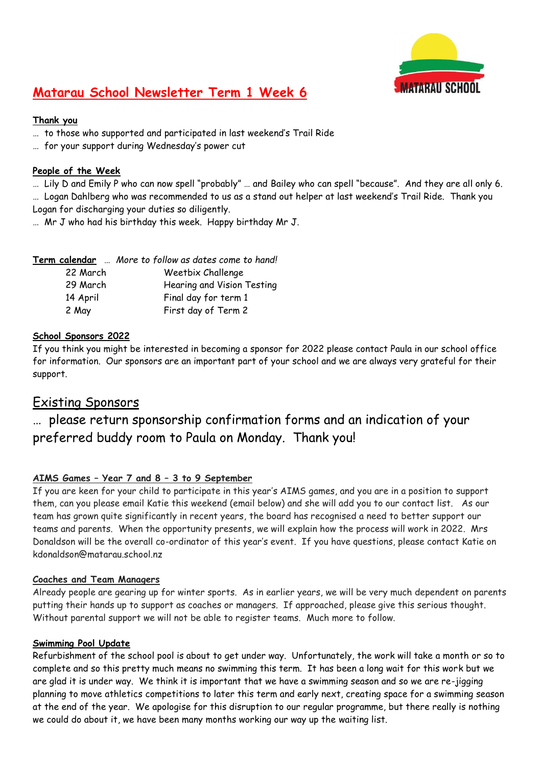# Matarau School Newsletter Term 1 Week 6

**Thank you**

… to those who supported and participated in last weekend's Trail Ride
… for your support during Wednesday's power cut

**People of the Week**

… Lily D and Emily P who can now spell "probably" … and Bailey who can spell "because". And they are all only 6.
… Logan Dahlberg who was recommended to us as a stand out helper at last weekend's Trail Ride. Thank you Logan for discharging your duties so diligently.
… Mr J who had his birthday this week. Happy birthday Mr J.

**Term calendar** … *More to follow as dates come to hand!*

| | |
|---|---|
| 22 March | Weetbix Challenge |
| 29 March | Hearing and Vision Testing |
| 14 April | Final day for term 1 |
| 2 May | First day of Term 2 |

**School Sponsors 2022**

If you think you might be interested in becoming a sponsor for 2022 please contact Paula in our school office for information. Our sponsors are an important part of your school and we are always very grateful for their support.

## Existing Sponsors

… please return sponsorship confirmation forms and an indication of your preferred buddy room to Paula on Monday. Thank you!

**AIMS Games – Year 7 and 8 – 3 to 9 September**

If you are keen for your child to participate in this year's AIMS games, and you are in a position to support them, can you please email Katie this weekend (email below) and she will add you to our contact list. As our team has grown quite significantly in recent years, the board has recognised a need to better support our teams and parents. When the opportunity presents, we will explain how the process will work in 2022. Mrs Donaldson will be the overall co-ordinator of this year's event. If you have questions, please contact Katie on kdonaldson@matarau.school.nz

**Coaches and Team Managers**

Already people are gearing up for winter sports. As in earlier years, we will be very much dependent on parents putting their hands up to support as coaches or managers. If approached, please give this serious thought. Without parental support we will not be able to register teams. Much more to follow.

**Swimming Pool Update**

Refurbishment of the school pool is about to get under way. Unfortunately, the work will take a month or so to complete and so this pretty much means no swimming this term. It has been a long wait for this work but we are glad it is under way. We think it is important that we have a swimming season and so we are re-jigging planning to move athletics competitions to later this term and early next, creating space for a swimming season at the end of the year. We apologise for this disruption to our regular programme, but there really is nothing we could do about it, we have been many months working our way up the waiting list.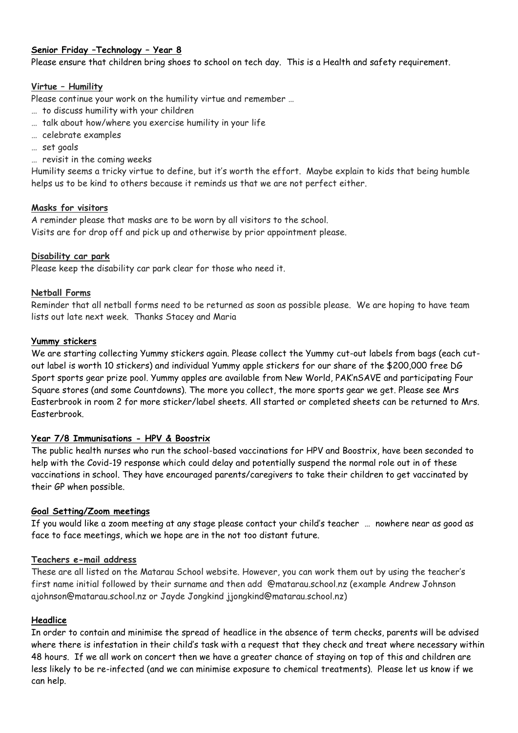**Senior Friday –Technology – Year 8**

Please ensure that children bring shoes to school on tech day. This is a Health and safety requirement.

**Virtue – Humility**

Please continue your work on the humility virtue and remember …

… to discuss humility with your children

… talk about how/where you exercise humility in your life

… celebrate examples

… set goals

… revisit in the coming weeks

Humility seems a tricky virtue to define, but it's worth the effort. Maybe explain to kids that being humble helps us to be kind to others because it reminds us that we are not perfect either.

**Masks for visitors**

A reminder please that masks are to be worn by all visitors to the school.
Visits are for drop off and pick up and otherwise by prior appointment please.

**Disability car park**

Please keep the disability car park clear for those who need it.

**Netball Forms**

Reminder that all netball forms need to be returned as soon as possible please. We are hoping to have team lists out late next week. Thanks Stacey and Maria

**Yummy stickers**

We are starting collecting Yummy stickers again. Please collect the Yummy cut-out labels from bags (each cut-out label is worth 10 stickers) and individual Yummy apple stickers for our share of the $200,000 free DG Sport sports gear prize pool. Yummy apples are available from New World, PAK'nSAVE and participating Four Square stores (and some Countdowns). The more you collect, the more sports gear we get. Please see Mrs Easterbrook in room 2 for more sticker/label sheets. All started or completed sheets can be returned to Mrs. Easterbrook.

**Year 7/8 Immunisations - HPV & Boostrix**

The public health nurses who run the school-based vaccinations for HPV and Boostrix, have been seconded to help with the Covid-19 response which could delay and potentially suspend the normal role out in of these vaccinations in school. They have encouraged parents/caregivers to take their children to get vaccinated by their GP when possible.

**Goal Setting/Zoom meetings**

If you would like a zoom meeting at any stage please contact your child's teacher … nowhere near as good as face to face meetings, which we hope are in the not too distant future.

**Teachers e-mail address**

These are all listed on the Matarau School website. However, you can work them out by using the teacher's first name initial followed by their surname and then add @matarau.school.nz (example Andrew Johnson ajohnson@matarau.school.nz or Jayde Jongkind jjongkind@matarau.school.nz)

**Headlice**

In order to contain and minimise the spread of headlice in the absence of term checks, parents will be advised where there is infestation in their child's task with a request that they check and treat where necessary within 48 hours. If we all work on concert then we have a greater chance of staying on top of this and children are less likely to be re-infected (and we can minimise exposure to chemical treatments). Please let us know if we can help.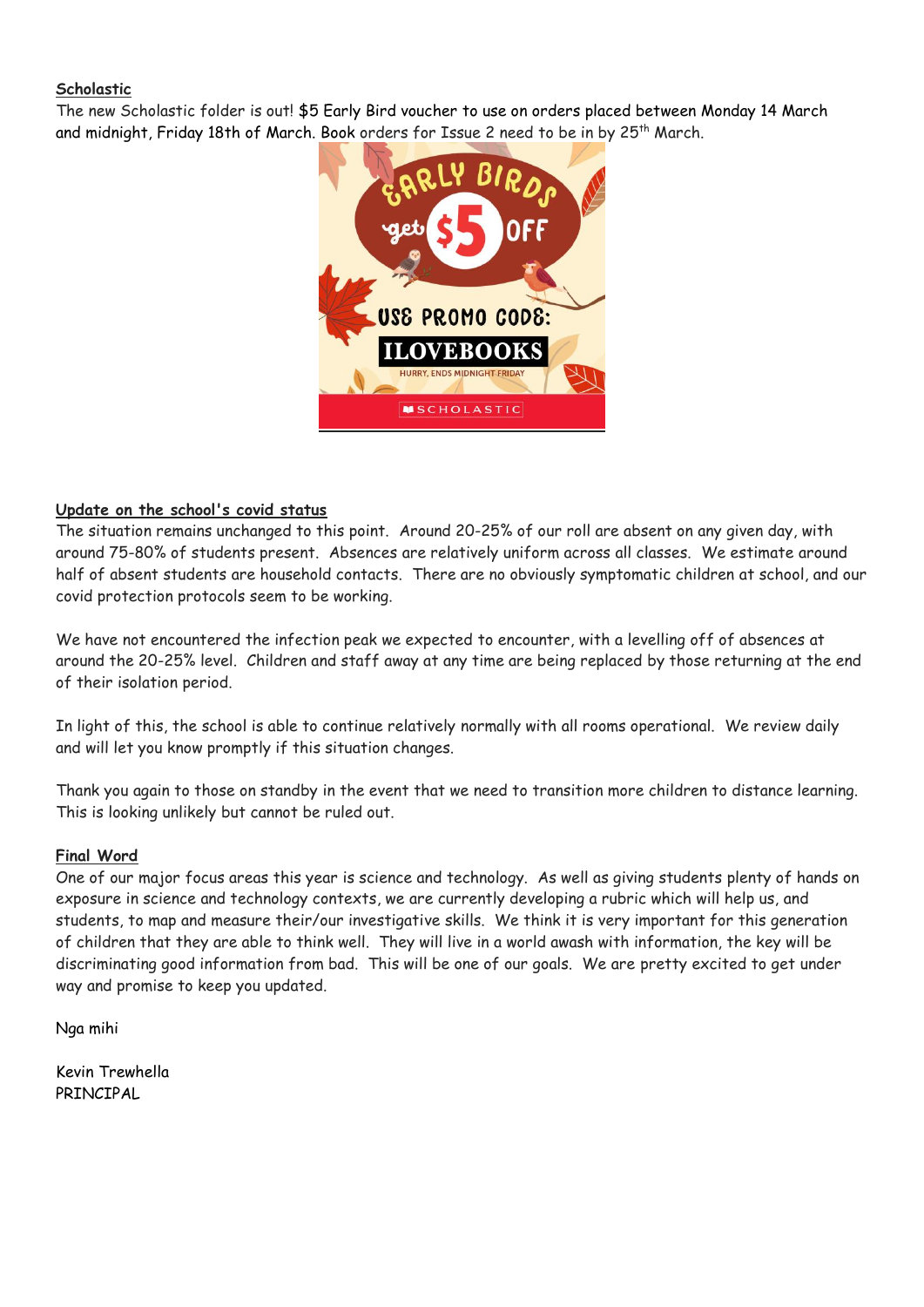**Scholastic**

The new Scholastic folder is out! $5 Early Bird voucher to use on orders placed between Monday 14 March and midnight, Friday 18th of March. Book orders for Issue 2 need to be in by 25th March.

**Update on the school's covid status**

The situation remains unchanged to this point. Around 20-25% of our roll are absent on any given day, with around 75-80% of students present. Absences are relatively uniform across all classes. We estimate around half of absent students are household contacts. There are no obviously symptomatic children at school, and our covid protection protocols seem to be working.

We have not encountered the infection peak we expected to encounter, with a levelling off of absences at around the 20-25% level. Children and staff away at any time are being replaced by those returning at the end of their isolation period.

In light of this, the school is able to continue relatively normally with all rooms operational. We review daily and will let you know promptly if this situation changes.

Thank you again to those on standby in the event that we need to transition more children to distance learning. This is looking unlikely but cannot be ruled out.

**Final Word**

One of our major focus areas this year is science and technology. As well as giving students plenty of hands on exposure in science and technology contexts, we are currently developing a rubric which will help us, and students, to map and measure their/our investigative skills. We think it is very important for this generation of children that they are able to think well. They will live in a world awash with information, the key will be discriminating good information from bad. This will be one of our goals. We are pretty excited to get under way and promise to keep you updated.

Nga mihi

Kevin Trewhella
PRINCIPAL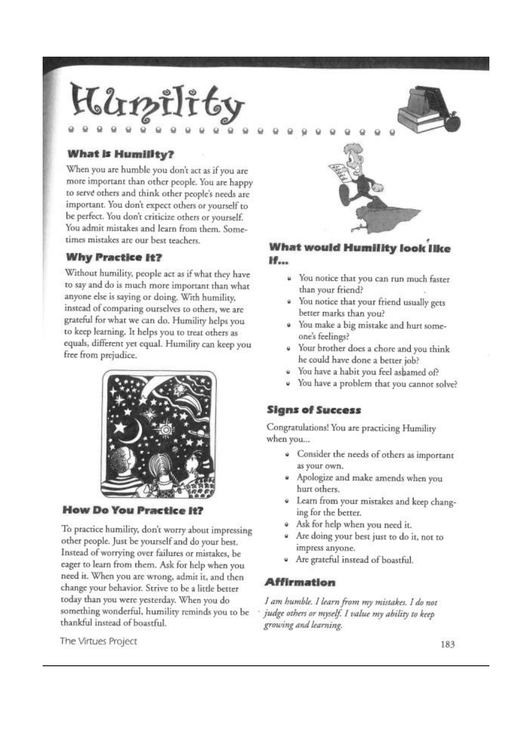# Humility

## What is Humility?

When you are humble you don't act as if you are more important than other people. You are happy to serve others and think other people's needs are important. You don't expect others or yourself to be perfect. You don't criticize others or yourself. You admit mistakes and learn from them. Sometimes mistakes are our best teachers.

## Why Practice It?

Without humility, people act as if what they have to say and do is much more important than what anyone else is saying or doing. With humility, instead of comparing ourselves to others, we are grateful for what we can do. Humility helps you to keep learning. It helps you to treat others as equals, different yet equal. Humility can keep you free from prejudice.

## How Do You Practice It?

To practice humility, don't worry about impressing other people. Just be yourself and do your best. Instead of worrying over failures or mistakes, be eager to learn from them. Ask for help when you need it. When you are wrong, admit it, and then change your behavior. Strive to be a little better today than you were yesterday. When you do something wonderful, humility reminds you to be thankful instead of boastful.

## What would Humility look like if...

- You notice that you can run much faster than your friend?
- You notice that your friend usually gets better marks than you?
- You make a big mistake and hurt someone's feelings?
- Your brother does a chore and you think he could have done a better job?
- You have a habit you feel ashamed of?
- You have a problem that you cannot solve?

## Signs of Success

Congratulations! You are practicing Humility when you...

- Consider the needs of others as important as your own.
- Apologize and make amends when you hurt others.
- Learn from your mistakes and keep changing for the better.
- Ask for help when you need it.
- Are doing your best just to do it, not to impress anyone.
- Are grateful instead of boastful.

## Affirmation

*I am humble. I learn from my mistakes. I do not judge others or myself. I value my ability to keep growing and learning.*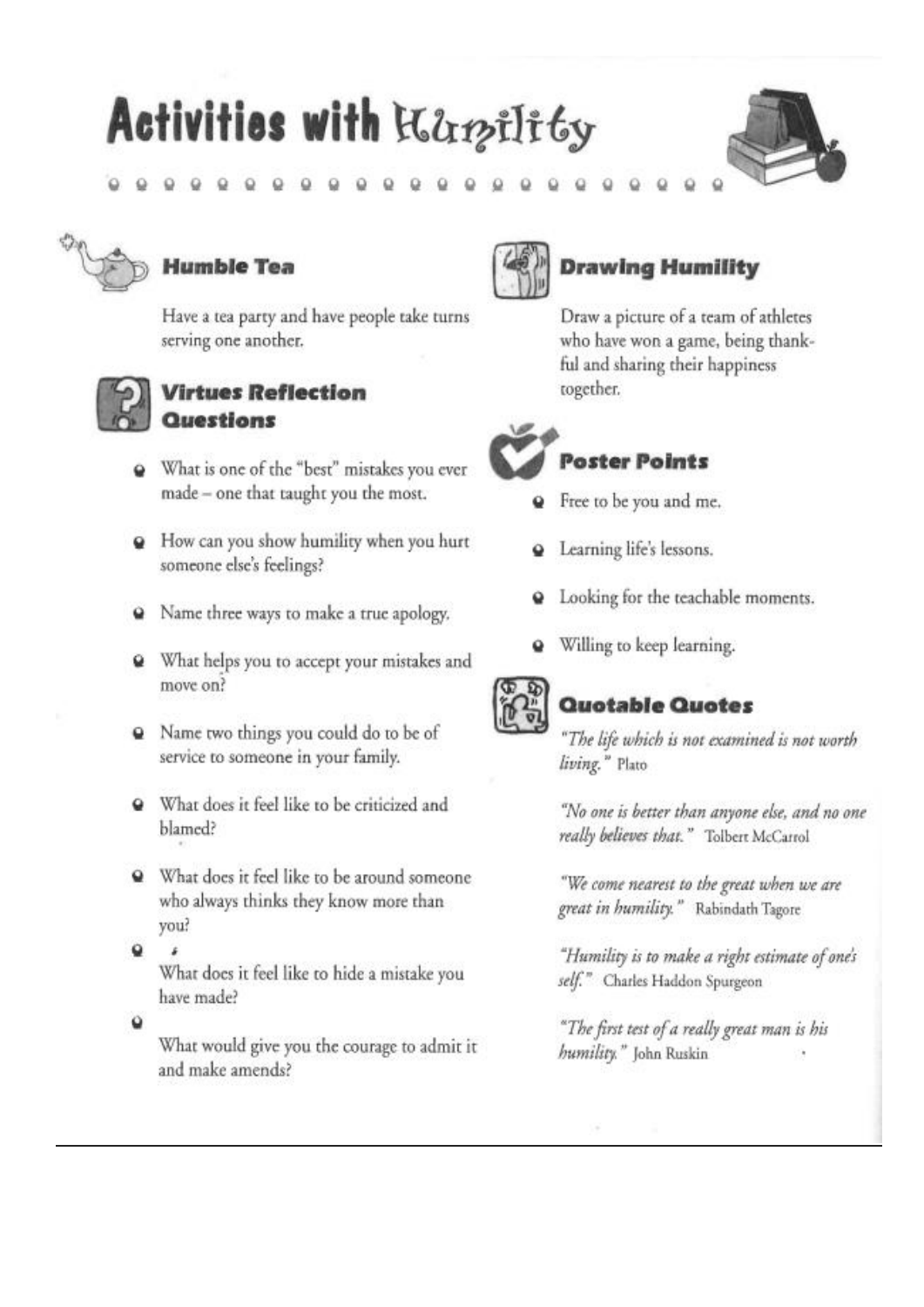# Activities with Humility

## Humble Tea

Have a tea party and have people take turns serving one another.

## Virtues Reflection Questions

- What is one of the "best" mistakes you ever made – one that taught you the most.
- How can you show humility when you hurt someone else's feelings?
- Name three ways to make a true apology.
- What helps you to accept your mistakes and move on?
- Name two things you could do to be of service to someone in your family.
- What does it feel like to be criticized and blamed?
- What does it feel like to be around someone who always thinks they know more than you?
- What does it feel like to hide a mistake you have made?
- What would give you the courage to admit it and make amends?

## Drawing Humility

Draw a picture of a team of athletes who have won a game, being thankful and sharing their happiness together.

## Poster Points

- Free to be you and me.
- Learning life's lessons.
- Looking for the teachable moments.
- Willing to keep learning.

## Quotable Quotes

*"The life which is not examined is not worth living."* Plato

*"No one is better than anyone else, and no one really believes that."* Tolbert McCarrol

*"We come nearest to the great when we are great in humility."* Rabindath Tagore

*"Humility is to make a right estimate of one's self."* Charles Haddon Spurgeon

*"The first test of a really great man is his humility."* John Ruskin